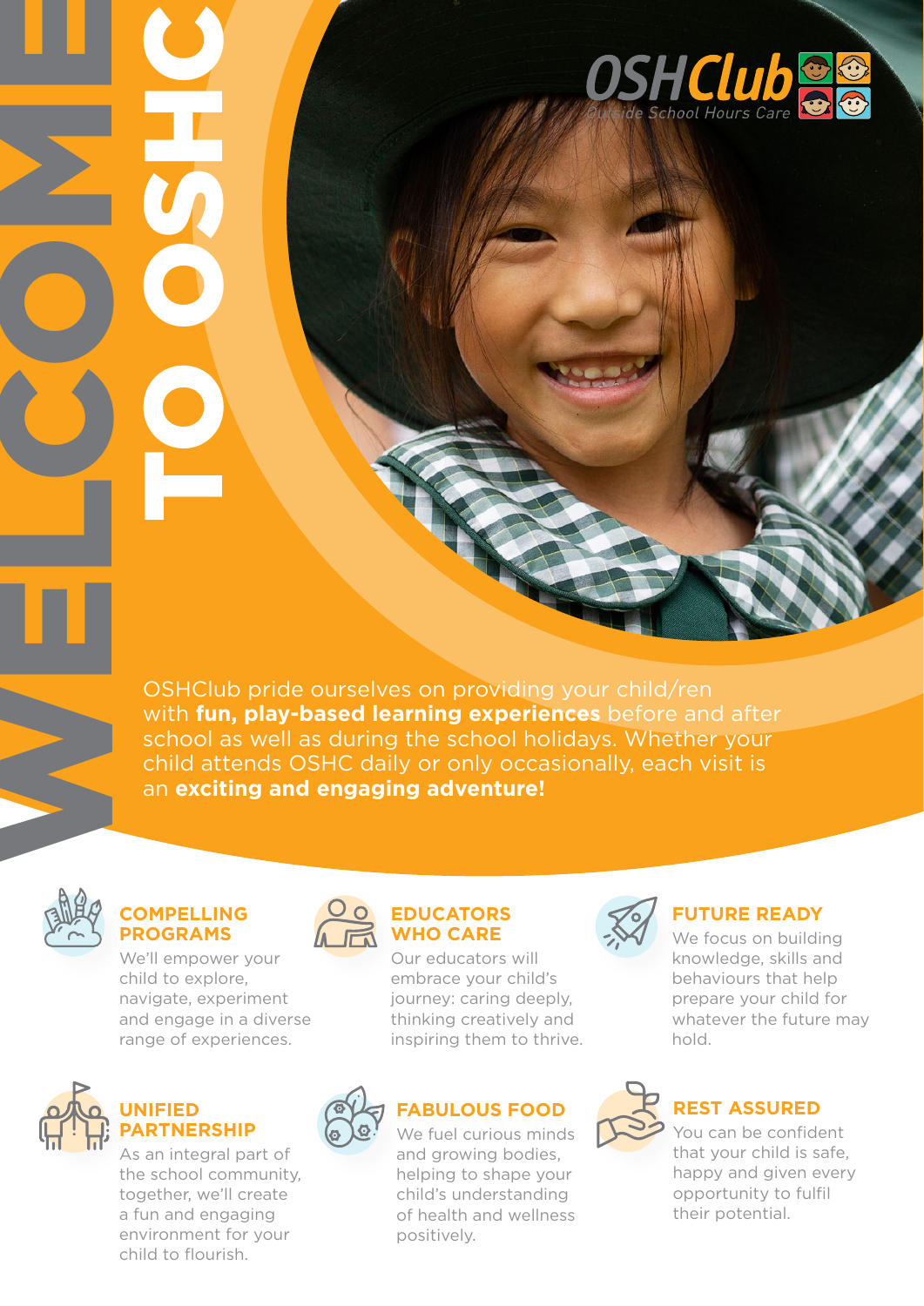# WELCOME TO OSHC

OSHClub Outside School Hours Care

OSHClub pride ourselves on providing your child/ren with **fun, play-based learning experiences** before and after school as well as during the school holidays. Whether your child attends OSHC daily or only occasionally, each visit is an **exciting and engaging adventure!**

### COMPELLING PROGRAMS

We'll empower your child to explore, navigate, experiment and engage in a diverse range of experiences.

### EDUCATORS WHO CARE

Our educators will embrace your child's journey: caring deeply, thinking creatively and inspiring them to thrive.

### FUTURE READY

We focus on building knowledge, skills and behaviours that help prepare your child for whatever the future may hold.

### UNIFIED PARTNERSHIP

As an integral part of the school community, together, we'll create a fun and engaging environment for your child to flourish.

### FABULOUS FOOD

We fuel curious minds and growing bodies, helping to shape your child's understanding of health and wellness positively.

### REST ASSURED

You can be confident that your child is safe, happy and given every opportunity to fulfil their potential.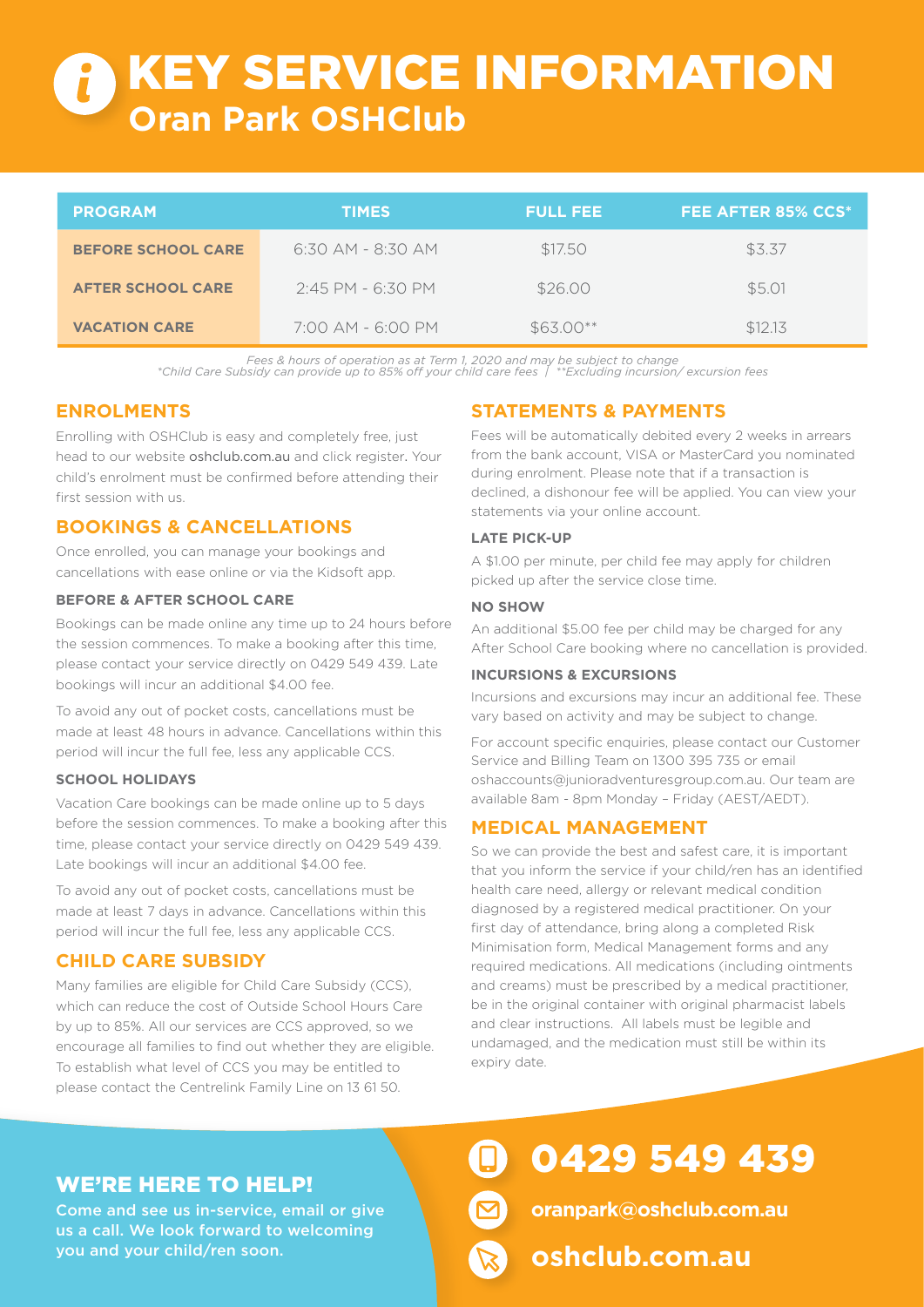# KEY SERVICE INFORMATION

## Oran Park OSHClub

| PROGRAM | TIMES | FULL FEE | FEE AFTER 85% CCS* |
|---|---|---|---|
| BEFORE SCHOOL CARE | 6:30 AM - 8:30 AM | $17.50 | $3.37 |
| AFTER SCHOOL CARE | 2:45 PM - 6:30 PM | $26.00 | $5.01 |
| VACATION CARE | 7:00 AM - 6:00 PM | $63.00** | $12.13 |

*Fees & hours of operation as at Term 1, 2020 and may be subject to change*
*\*Child Care Subsidy can provide up to 85% off your child care fees | \*\*Excluding incursion/ excursion fees*

### ENROLMENTS

Enrolling with OSHClub is easy and completely free, just head to our website oshclub.com.au and click register. Your child's enrolment must be confirmed before attending their first session with us.

### BOOKINGS & CANCELLATIONS

Once enrolled, you can manage your bookings and cancellations with ease online or via the Kidsoft app.

**BEFORE & AFTER SCHOOL CARE**

Bookings can be made online any time up to 24 hours before the session commences. To make a booking after this time, please contact your service directly on 0429 549 439. Late bookings will incur an additional $4.00 fee.

To avoid any out of pocket costs, cancellations must be made at least 48 hours in advance. Cancellations within this period will incur the full fee, less any applicable CCS.

**SCHOOL HOLIDAYS**

Vacation Care bookings can be made online up to 5 days before the session commences. To make a booking after this time, please contact your service directly on 0429 549 439. Late bookings will incur an additional $4.00 fee.

To avoid any out of pocket costs, cancellations must be made at least 7 days in advance. Cancellations within this period will incur the full fee, less any applicable CCS.

### CHILD CARE SUBSIDY

Many families are eligible for Child Care Subsidy (CCS), which can reduce the cost of Outside School Hours Care by up to 85%. All our services are CCS approved, so we encourage all families to find out whether they are eligible. To establish what level of CCS you may be entitled to please contact the Centrelink Family Line on 13 61 50.

### STATEMENTS & PAYMENTS

Fees will be automatically debited every 2 weeks in arrears from the bank account, VISA or MasterCard you nominated during enrolment. Please note that if a transaction is declined, a dishonour fee will be applied. You can view your statements via your online account.

**LATE PICK-UP**

A $1.00 per minute, per child fee may apply for children picked up after the service close time.

**NO SHOW**

An additional $5.00 fee per child may be charged for any After School Care booking where no cancellation is provided.

**INCURSIONS & EXCURSIONS**

Incursions and excursions may incur an additional fee. These vary based on activity and may be subject to change.

For account specific enquiries, please contact our Customer Service and Billing Team on 1300 395 735 or email oshaccounts@junioradventuresgroup.com.au. Our team are available 8am - 8pm Monday – Friday (AEST/AEDT).

### MEDICAL MANAGEMENT

So we can provide the best and safest care, it is important that you inform the service if your child/ren has an identified health care need, allergy or relevant medical condition diagnosed by a registered medical practitioner. On your first day of attendance, bring along a completed Risk Minimisation form, Medical Management forms and any required medications. All medications (including ointments and creams) must be prescribed by a medical practitioner, be in the original container with original pharmacist labels and clear instructions. All labels must be legible and undamaged, and the medication must still be within its expiry date.

### WE'RE HERE TO HELP!

Come and see us in-service, email or give us a call. We look forward to welcoming you and your child/ren soon.

**0429 549 439**

**oranpark@oshclub.com.au**

**oshclub.com.au**